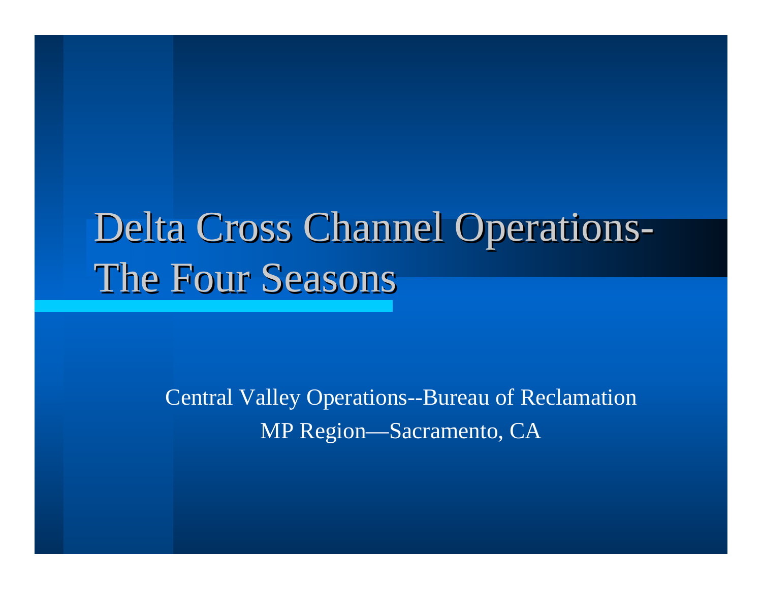# Delta Cross Channel Operations-The Four Seasons

Central Valley Operations--Bureau of Reclamation

MP Region—Sacramento, CA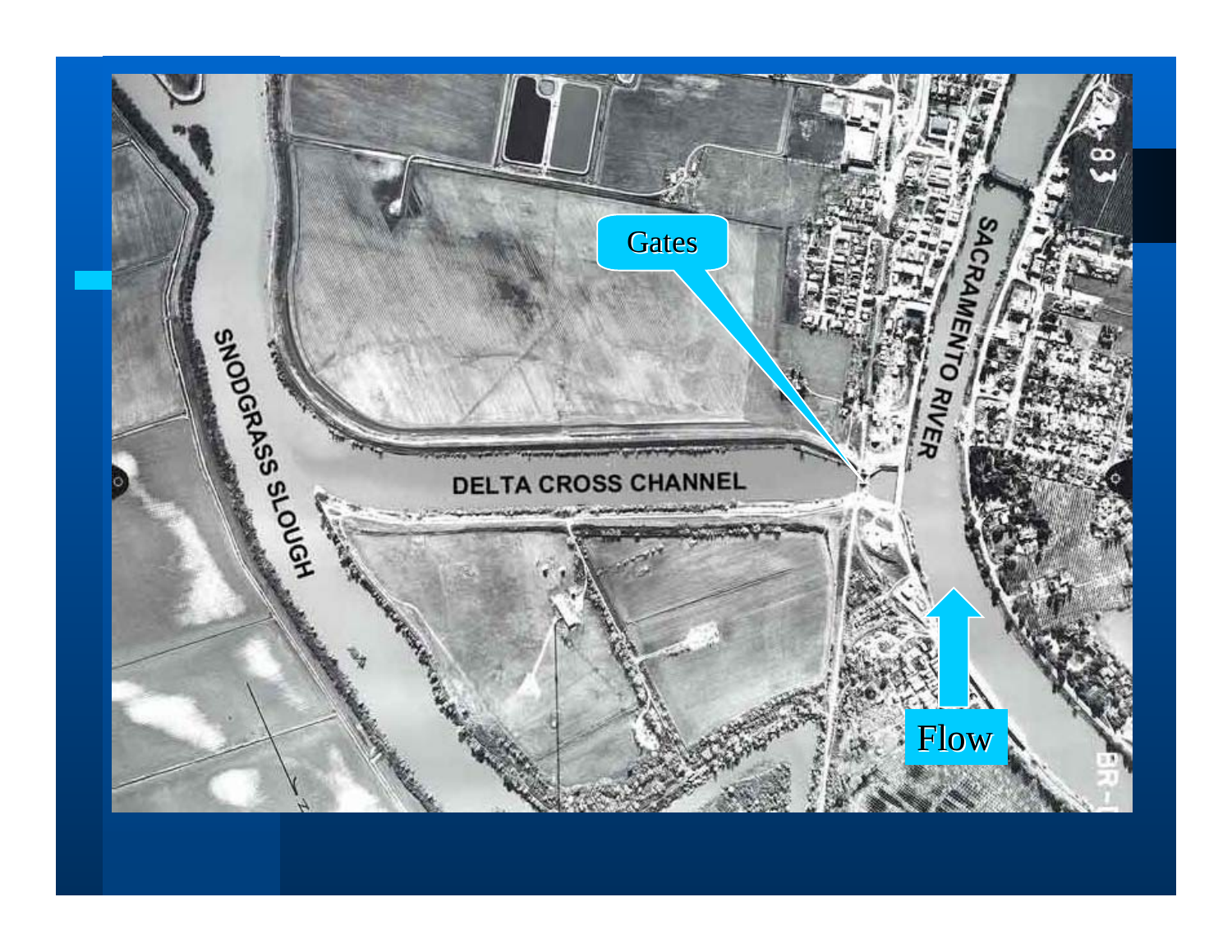Gates

SNODGRASS SLOUGH

DELTA CROSS CHANNEL

SACRAMENTO RIVER

Flow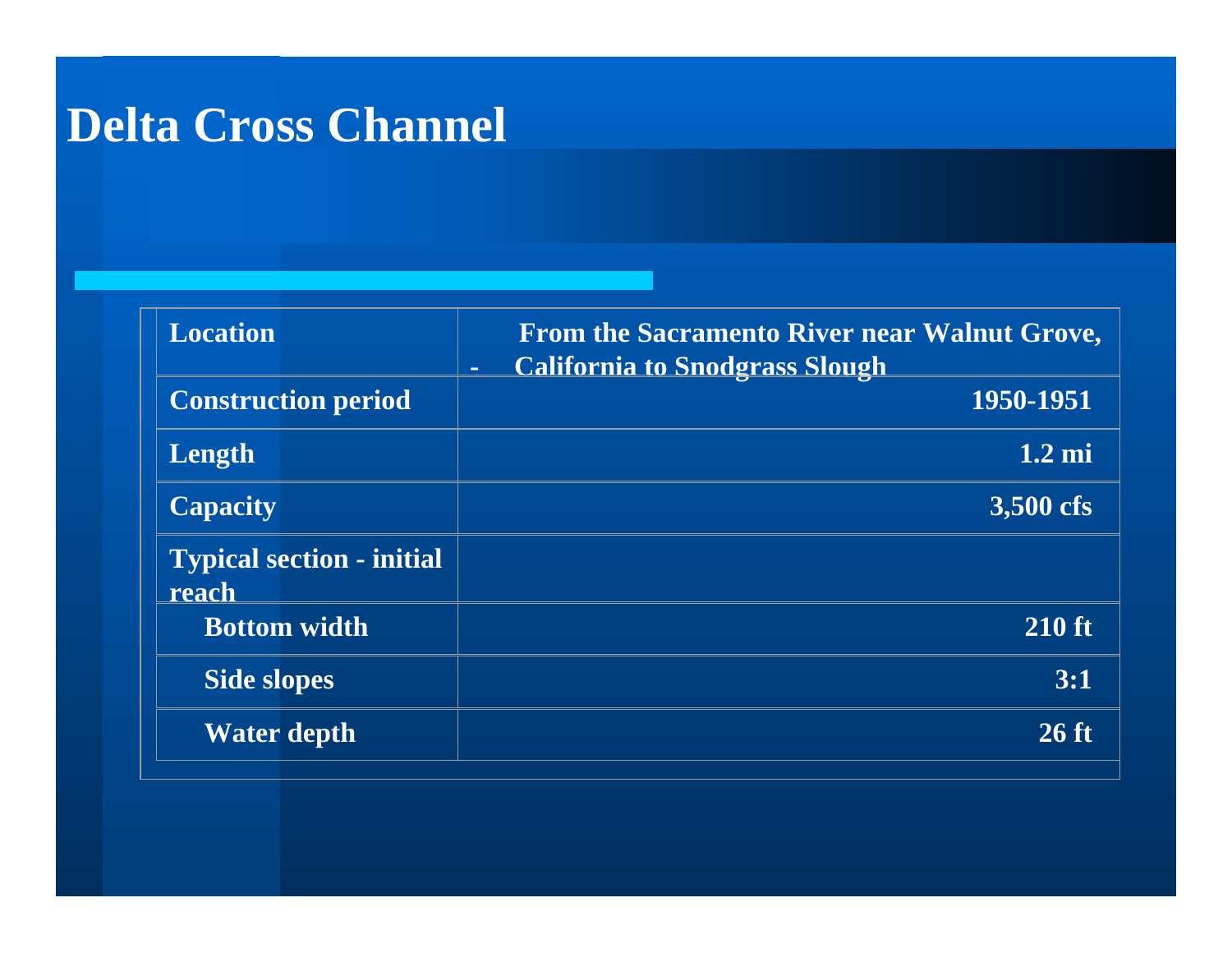# Delta Cross Channel

| Location | From the Sacramento River near Walnut Grove, - California to Snodgrass Slough |
|---|---|
| Construction period | 1950-1951 |
| Length | 1.2 mi |
| Capacity | 3,500 cfs |
| Typical section - initial reach | |
| Bottom width | 210 ft |
| Side slopes | 3:1 |
| Water depth | 26 ft |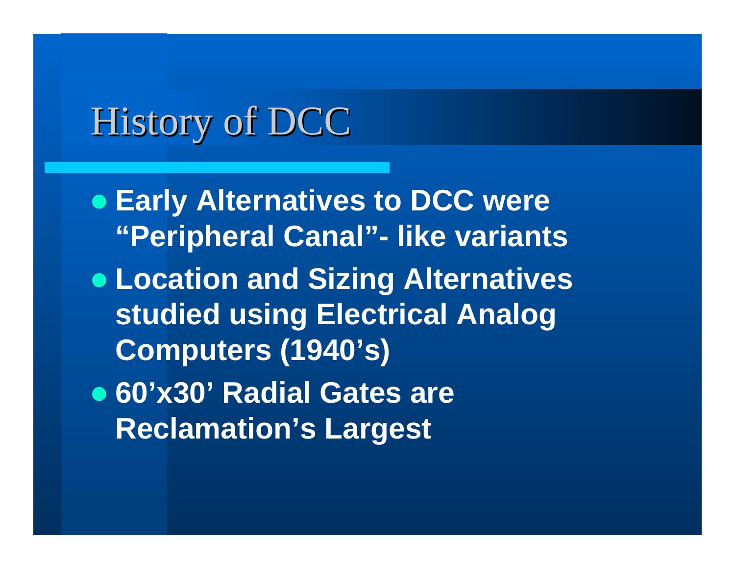# History of DCC

- **Early Alternatives to DCC were "Peripheral Canal"- like variants**
- **Location and Sizing Alternatives studied using Electrical Analog Computers (1940's)**
- **60'x30' Radial Gates are Reclamation's Largest**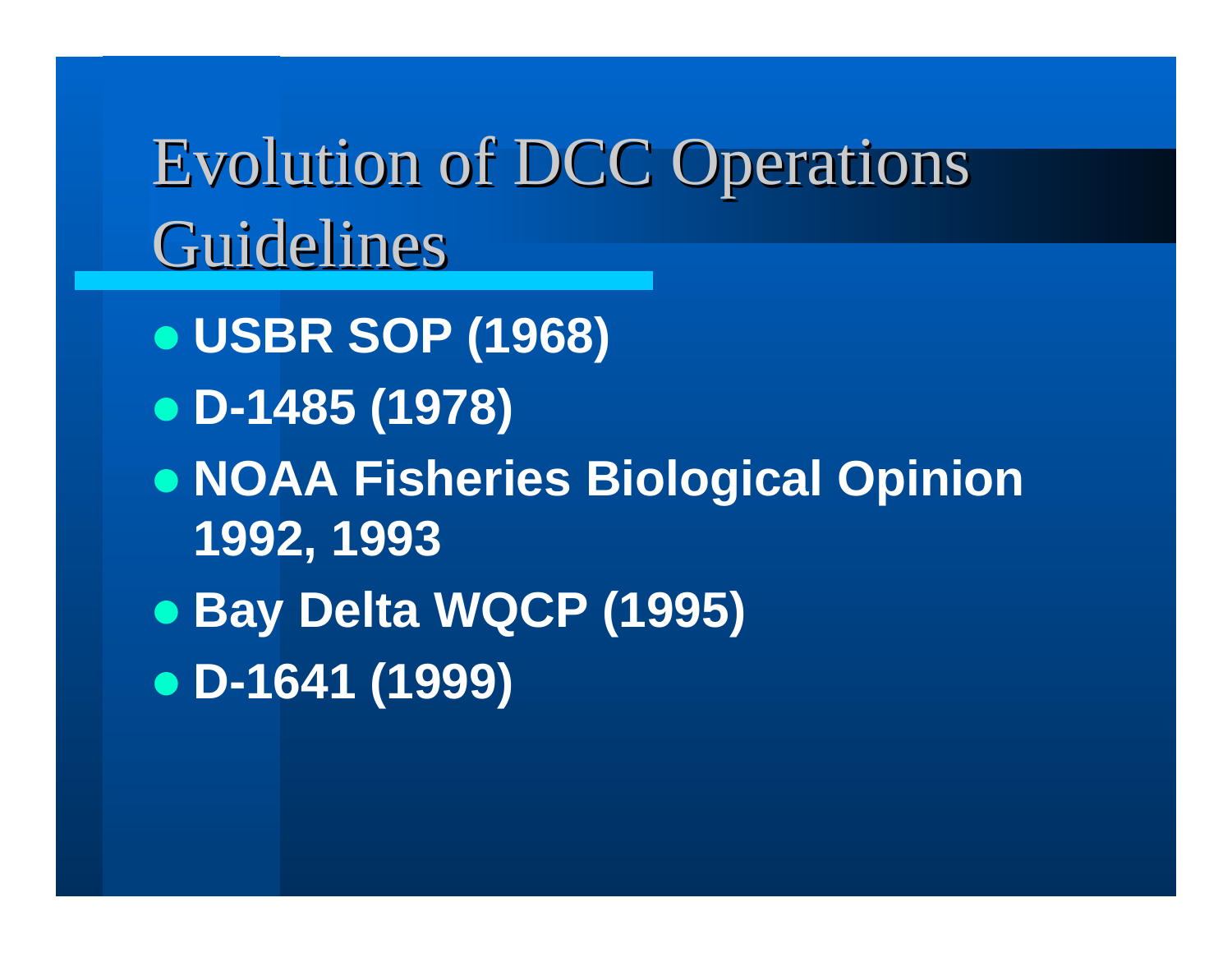# Evolution of DCC Operations Guidelines

- **USBR SOP (1968)**
- **D-1485 (1978)**
- **NOAA Fisheries Biological Opinion 1992, 1993**
- **Bay Delta WQCP (1995)**
- **D-1641 (1999)**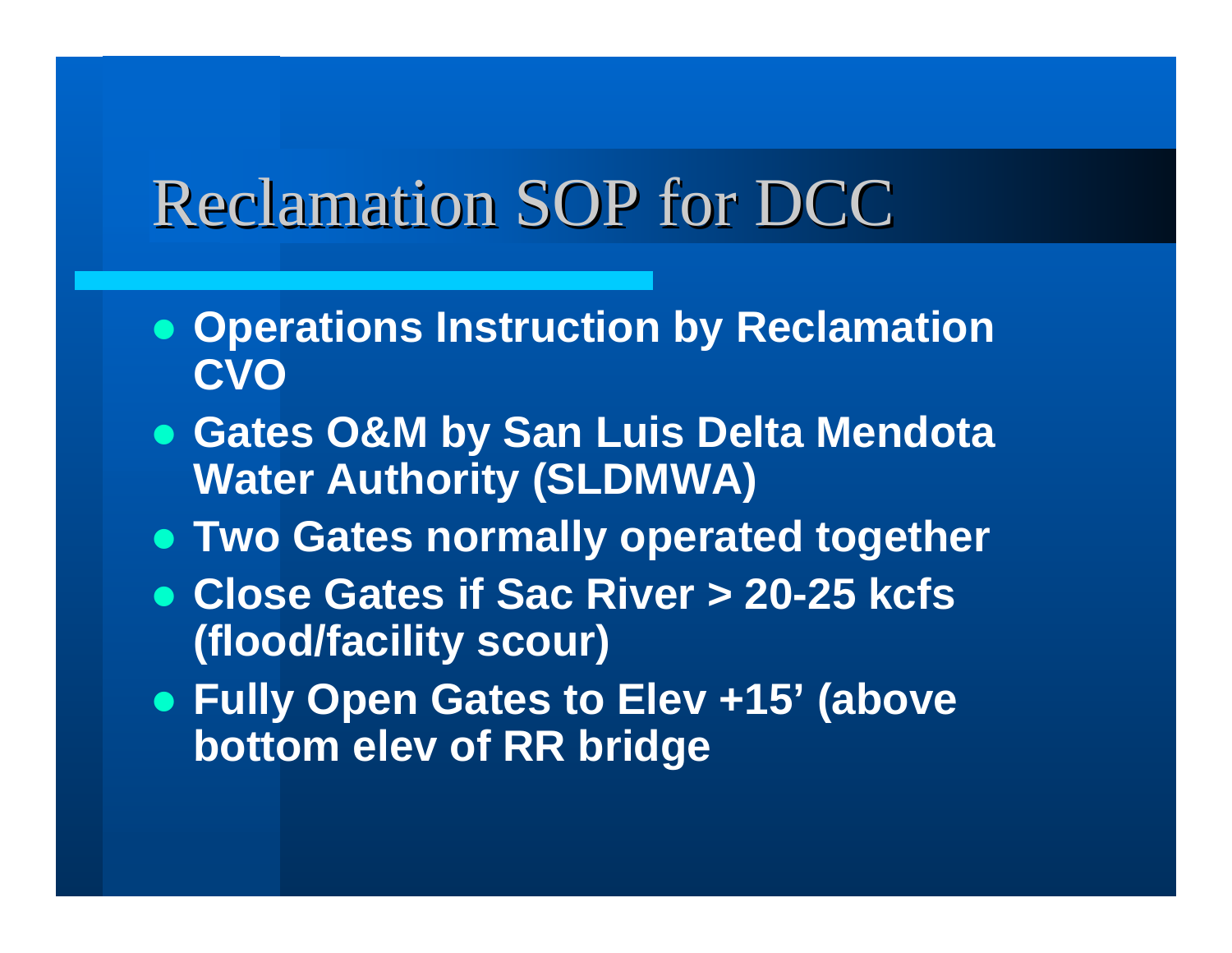# Reclamation SOP for DCC

- **Operations Instruction by Reclamation CVO**
- **Gates O&M by San Luis Delta Mendota Water Authority (SLDMWA)**
- **Two Gates normally operated together**
- **Close Gates if Sac River > 20-25 kcfs (flood/facility scour)**
- **Fully Open Gates to Elev +15' (above bottom elev of RR bridge**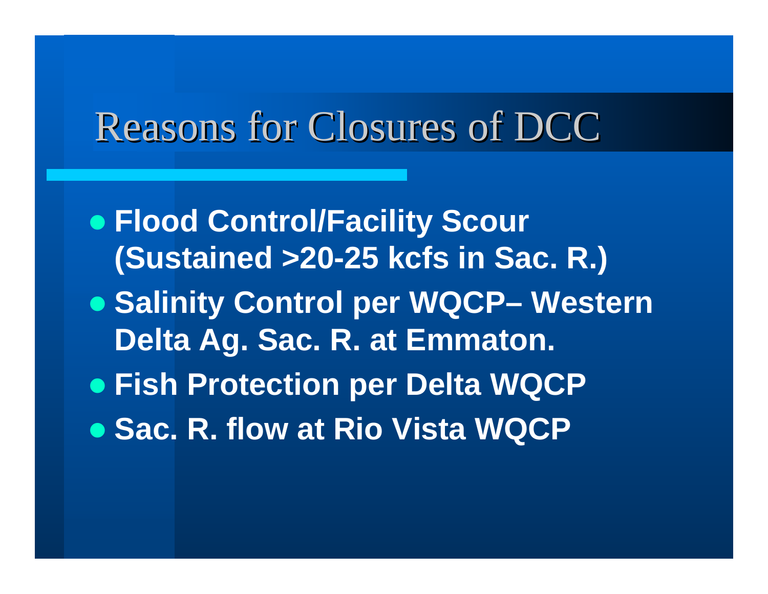# Reasons for Closures of DCC

- **Flood Control/Facility Scour (Sustained >20-25 kcfs in Sac. R.)**
- **Salinity Control per WQCP– Western Delta Ag. Sac. R. at Emmaton.**
- **Fish Protection per Delta WQCP**
- **Sac. R. flow at Rio Vista WQCP**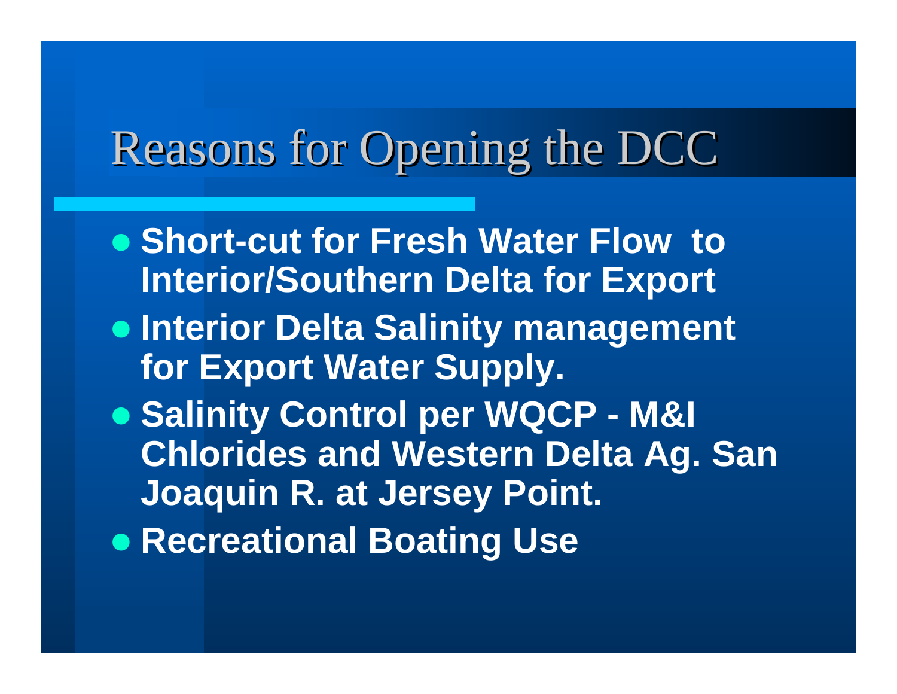# Reasons for Opening the DCC

- **Short-cut for Fresh Water Flow to Interior/Southern Delta for Export**
- **Interior Delta Salinity management for Export Water Supply.**
- **Salinity Control per WQCP - M&I Chlorides and Western Delta Ag. San Joaquin R. at Jersey Point.**
- **Recreational Boating Use**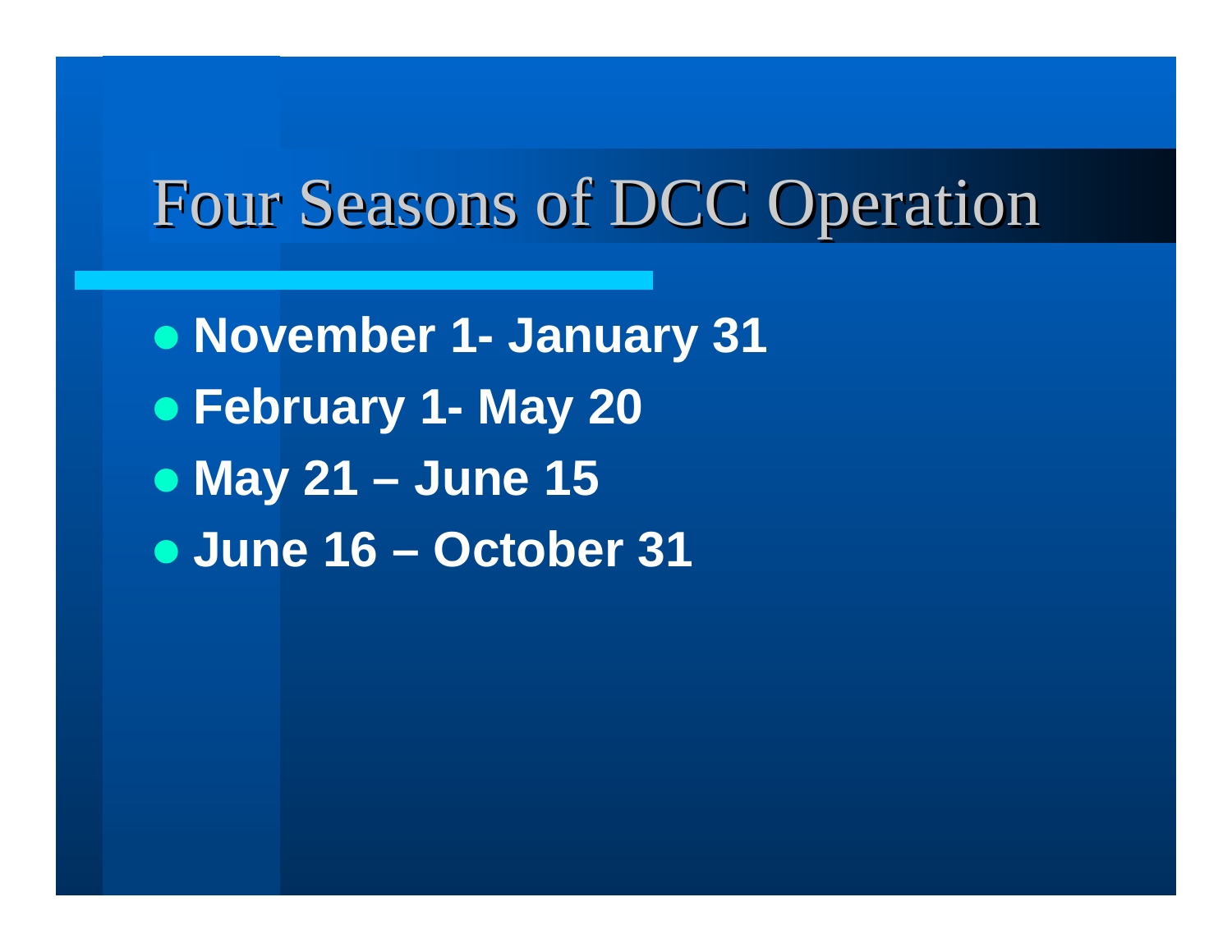# Four Seasons of DCC Operation

- **November 1- January 31**
- **February 1- May 20**
- **May 21 – June 15**
- **June 16 – October 31**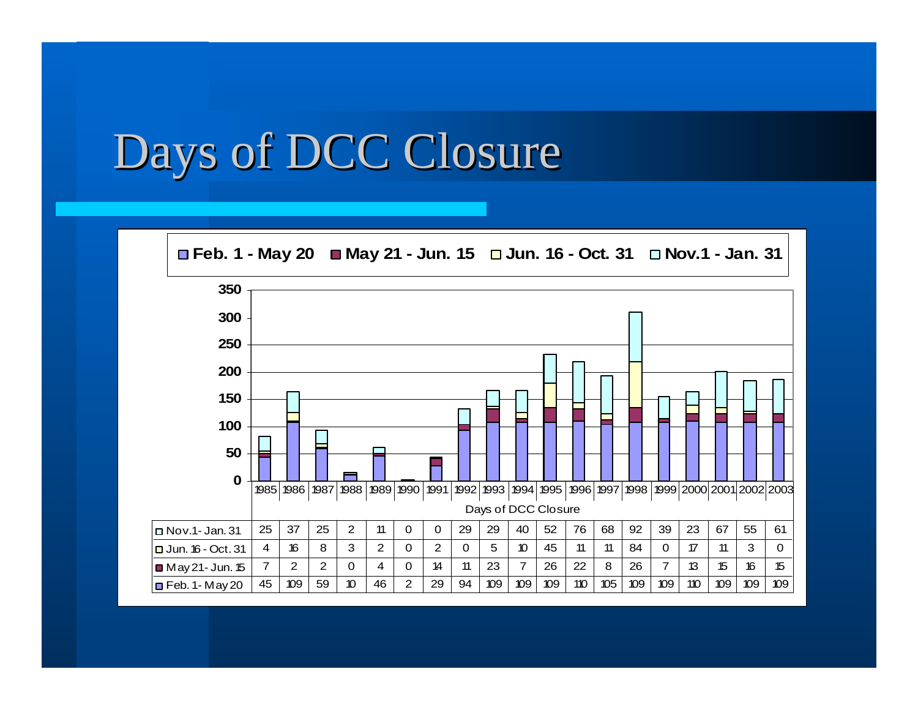# Days of DCC Closure

| Days of DCC Closure | 1985 | 1986 | 1987 | 1988 | 1989 | 1990 | 1991 | 1992 | 1993 | 1994 | 1995 | 1996 | 1997 | 1998 | 1999 | 2000 | 2001 | 2002 | 2003 |
|---|---|---|---|---|---|---|---|---|---|---|---|---|---|---|---|---|---|---|---|
| Nov.1 - Jan. 31 | 25 | 37 | 25 | 2 | 11 | 0 | 0 | 29 | 29 | 40 | 52 | 76 | 68 | 92 | 39 | 23 | 67 | 55 | 61 |
| Jun. 16 - Oct. 31 | 4 | 16 | 8 | 3 | 2 | 0 | 2 | 0 | 5 | 10 | 45 | 11 | 11 | 84 | 0 | 17 | 11 | 3 | 0 |
| May 21 - Jun. 15 | 7 | 2 | 2 | 0 | 4 | 0 | 14 | 11 | 23 | 7 | 26 | 22 | 8 | 26 | 7 | 13 | 15 | 16 | 15 |
| Feb. 1 - May 20 | 45 | 109 | 59 | 10 | 46 | 2 | 29 | 94 | 109 | 109 | 109 | 110 | 105 | 109 | 109 | 110 | 109 | 109 | 109 |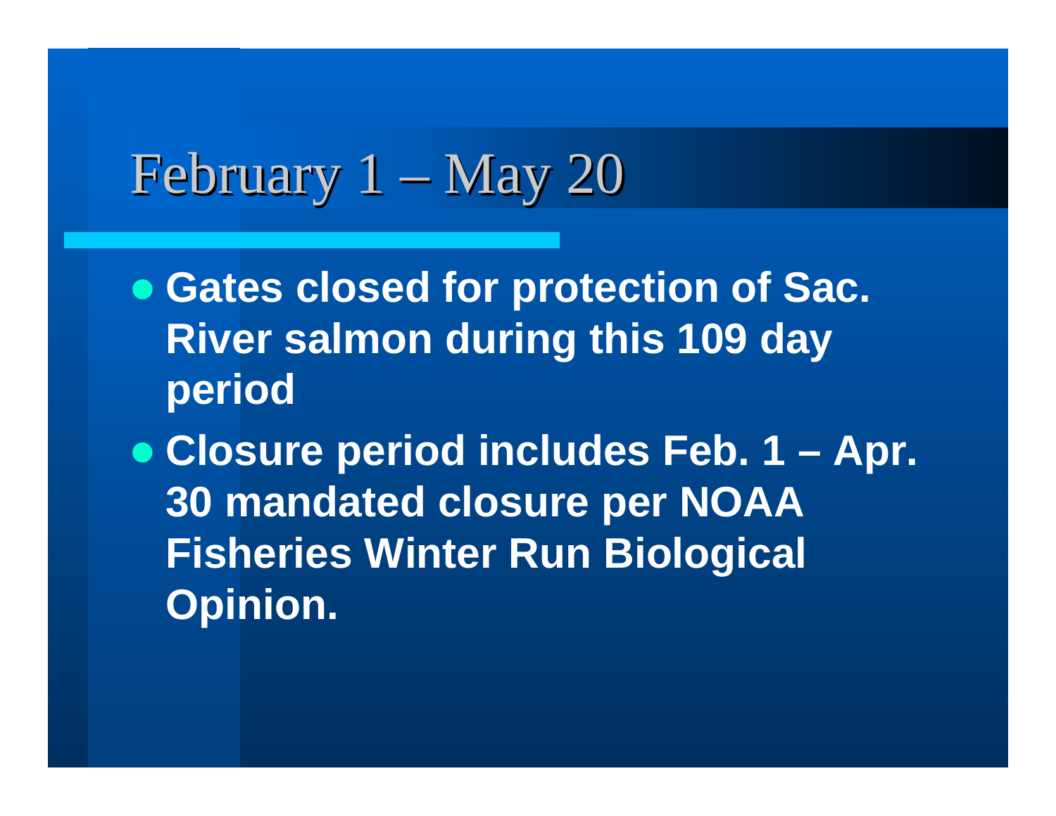# February 1 – May 20

- **Gates closed for protection of Sac. River salmon during this 109 day period**
- **Closure period includes Feb. 1 – Apr. 30 mandated closure per NOAA Fisheries Winter Run Biological Opinion.**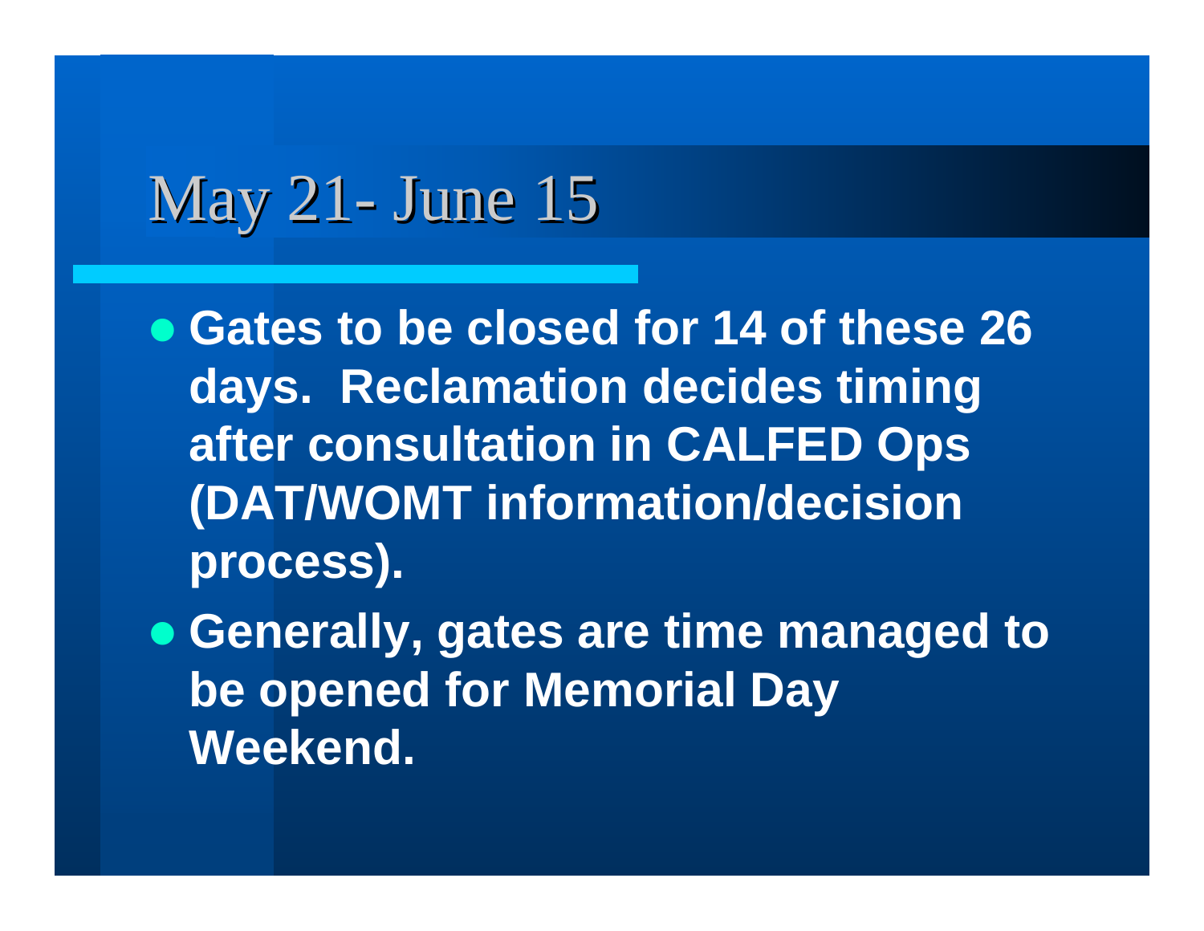# May 21- June 15

- **Gates to be closed for 14 of these 26 days. Reclamation decides timing after consultation in CALFED Ops (DAT/WOMT information/decision process).**
- **Generally, gates are time managed to be opened for Memorial Day Weekend.**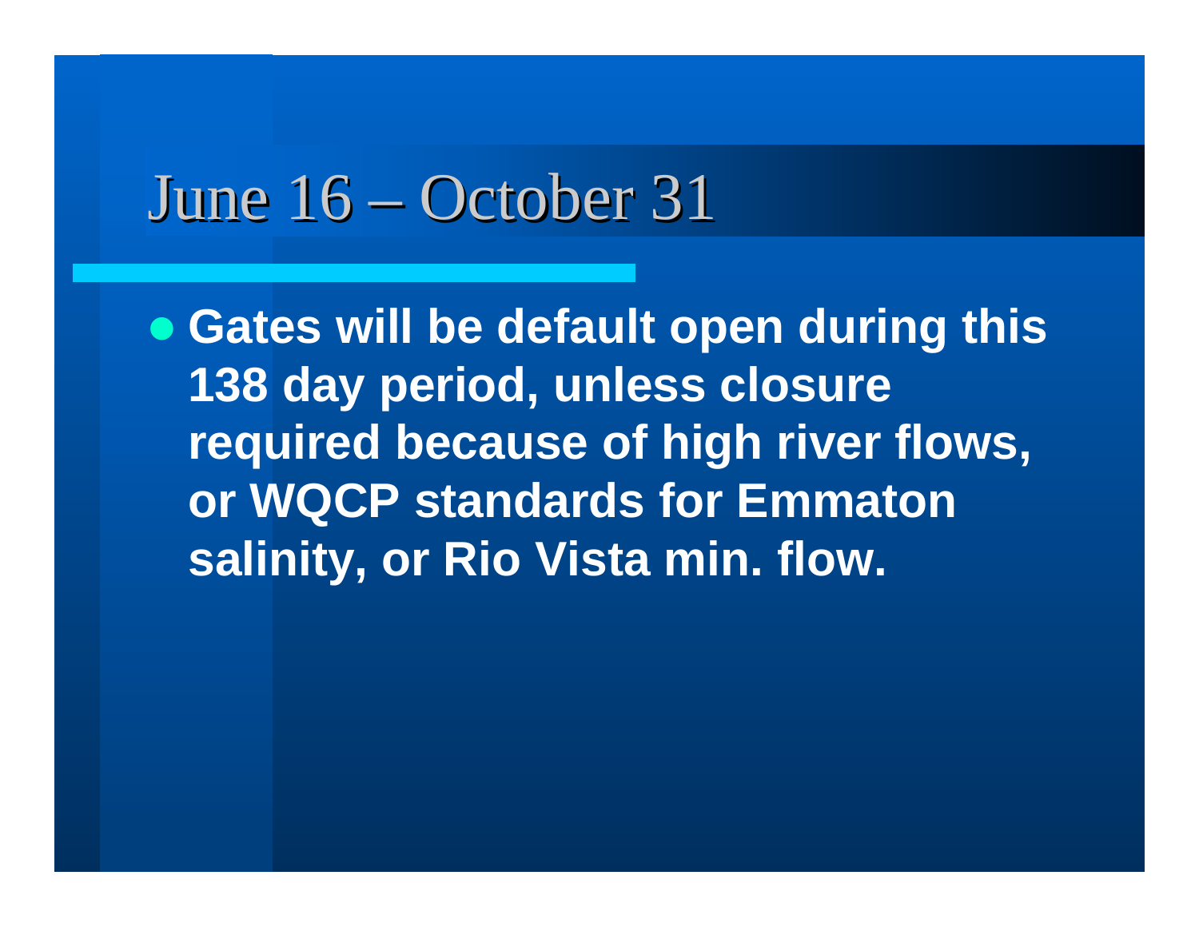# June 16 – October 31

- **Gates will be default open during this 138 day period, unless closure required because of high river flows, or WQCP standards for Emmaton salinity, or Rio Vista min. flow.**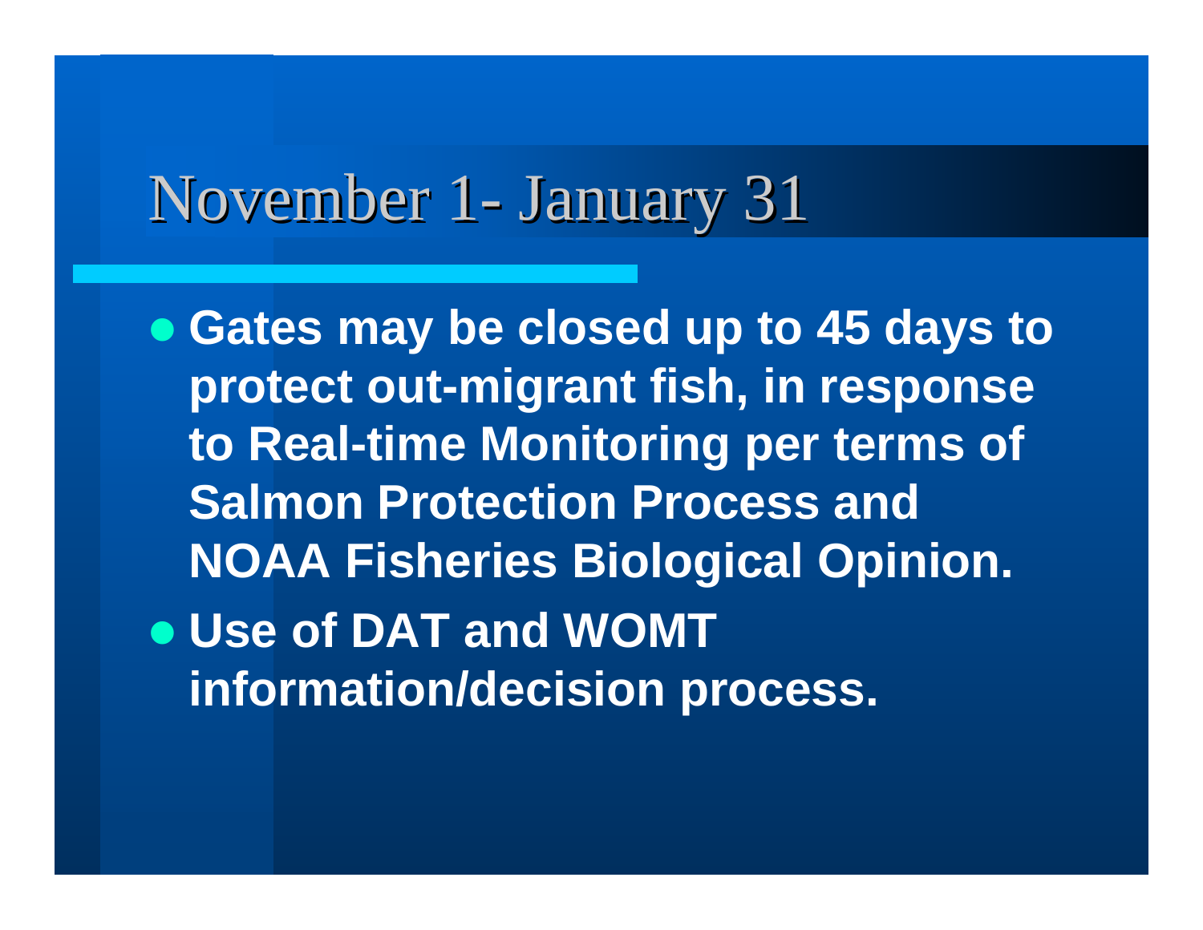# November 1- January 31

- **Gates may be closed up to 45 days to protect out-migrant fish, in response to Real-time Monitoring per terms of Salmon Protection Process and NOAA Fisheries Biological Opinion.**
- **Use of DAT and WOMT information/decision process.**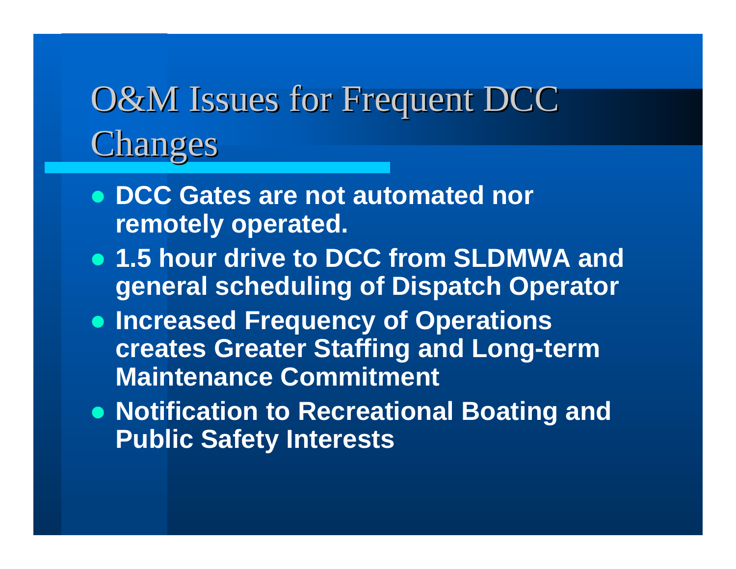# O&M Issues for Frequent DCC Changes

- **DCC Gates are not automated nor remotely operated.**
- **1.5 hour drive to DCC from SLDMWA and general scheduling of Dispatch Operator**
- **Increased Frequency of Operations creates Greater Staffing and Long-term Maintenance Commitment**
- **Notification to Recreational Boating and Public Safety Interests**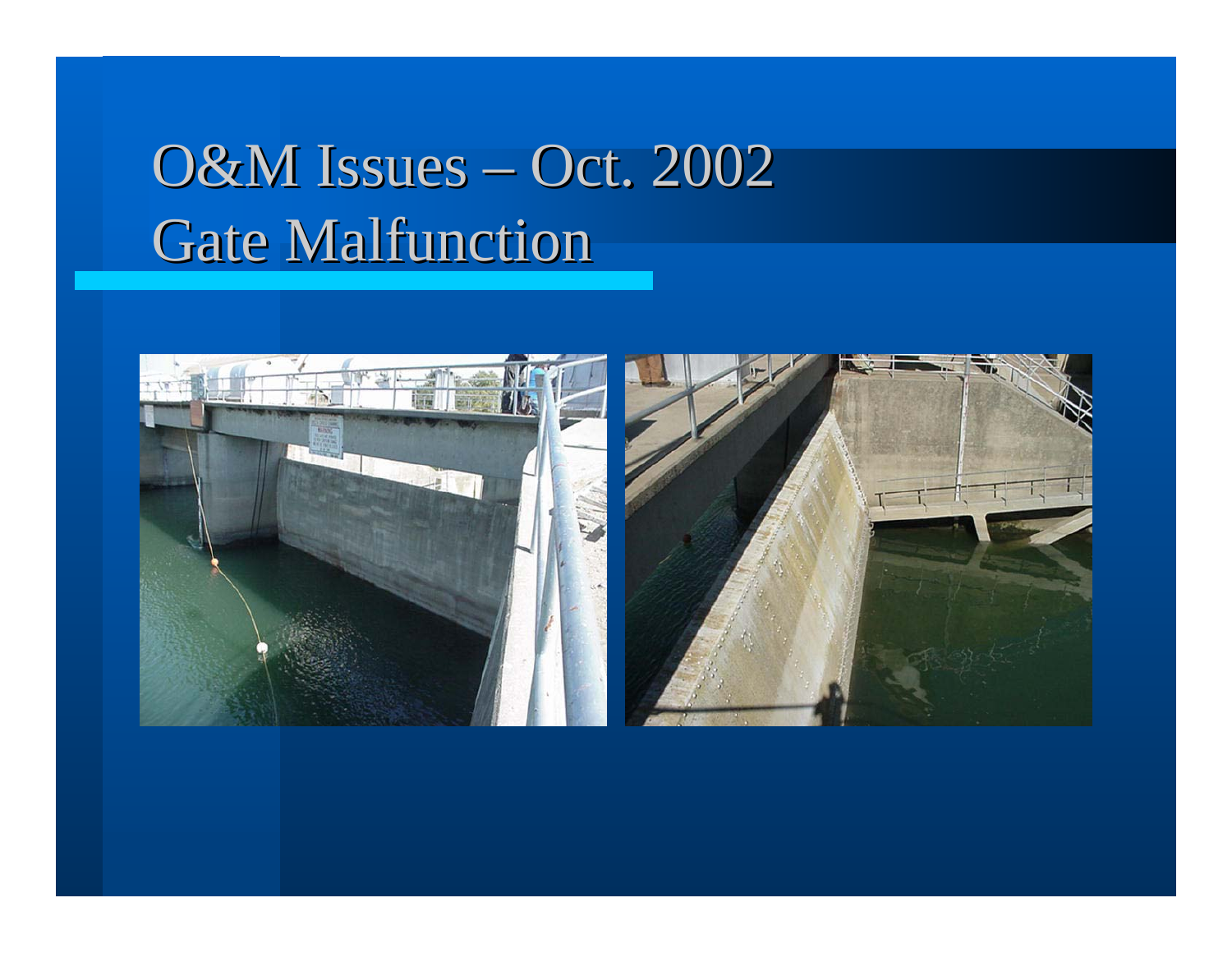# O&M Issues – Oct. 2002
# Gate Malfunction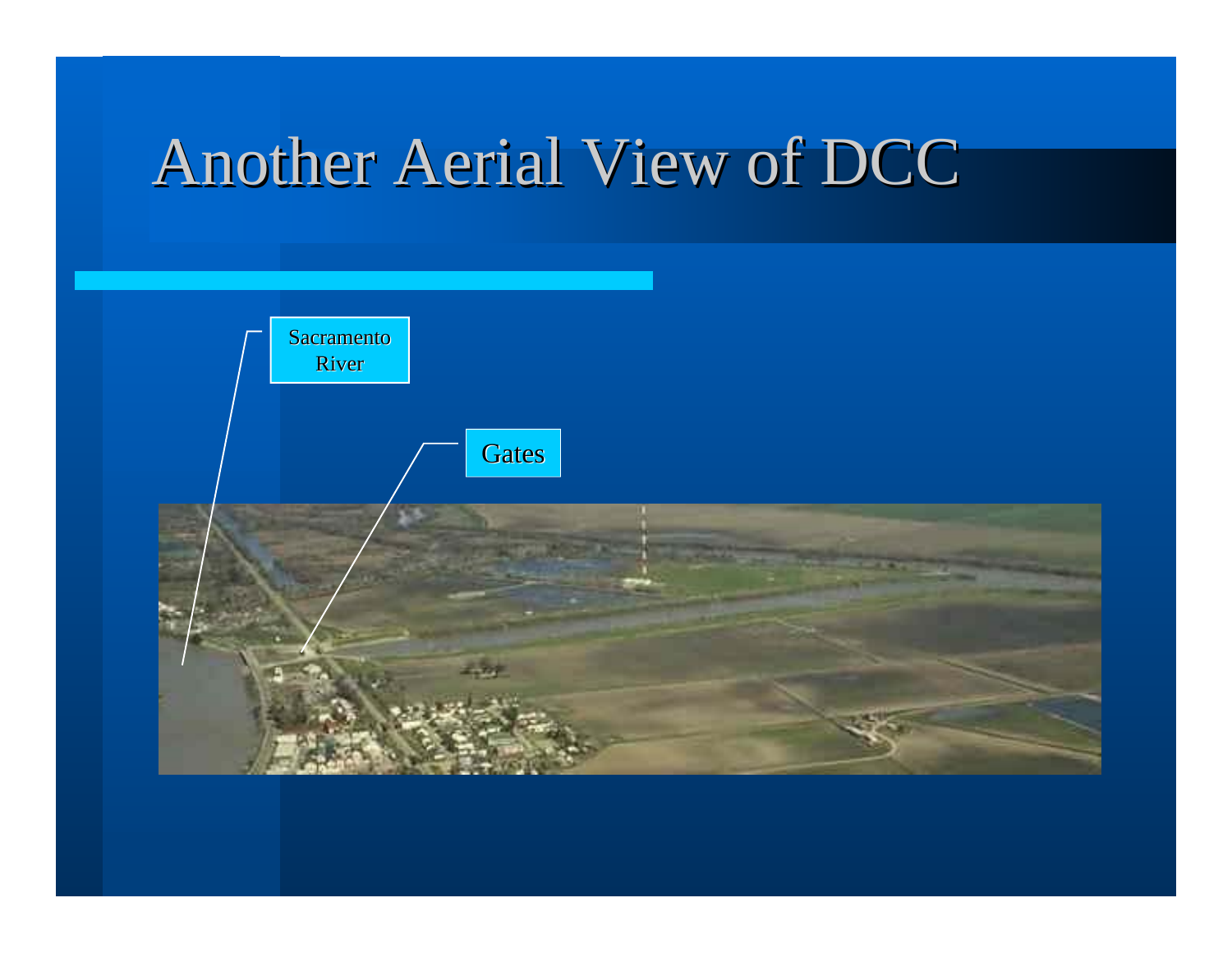# Another Aerial View of DCC

Sacramento River

Gates